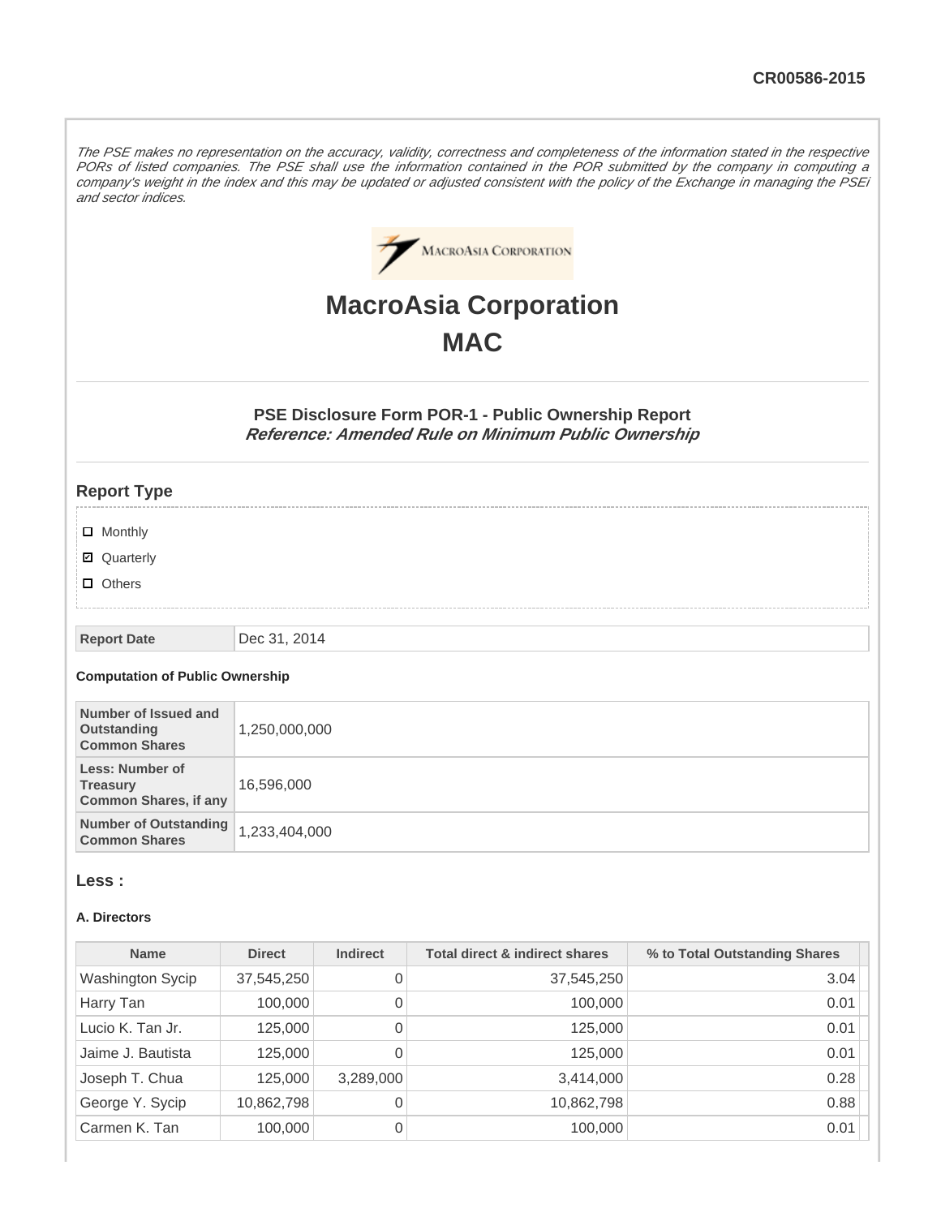CR00586-2015

*The PSE makes no representation on the accuracy, validity, correctness and completeness of the information stated in the respective PORs of listed companies. The PSE shall use the information contained in the POR submitted by the company in computing a company's weight in the index and this may be updated or adjusted consistent with the policy of the Exchange in managing the PSEi and sector indices.*

# MacroAsia Corporation

# MAC

### PSE Disclosure Form POR-1 - Public Ownership Report

***Reference: Amended Rule on Minimum Public Ownership***

## Report Type

- ☐ Monthly
- ☑ Quarterly
- ☐ Others

| Report Date | Dec 31, 2014 |
|---|---|

**Computation of Public Ownership**

| Number of Issued and Outstanding Common Shares | 1,250,000,000 |
|---|---|
| Less: Number of Treasury Common Shares, if any | 16,596,000 |
| Number of Outstanding Common Shares | 1,233,404,000 |

## Less :

**A. Directors**

| Name | Direct | Indirect | Total direct & indirect shares | % to Total Outstanding Shares |
|---|---|---|---|---|
| Washington Sycip | 37,545,250 | 0 | 37,545,250 | 3.04 |
| Harry Tan | 100,000 | 0 | 100,000 | 0.01 |
| Lucio K. Tan Jr. | 125,000 | 0 | 125,000 | 0.01 |
| Jaime J. Bautista | 125,000 | 0 | 125,000 | 0.01 |
| Joseph T. Chua | 125,000 | 3,289,000 | 3,414,000 | 0.28 |
| George Y. Sycip | 10,862,798 | 0 | 10,862,798 | 0.88 |
| Carmen K. Tan | 100,000 | 0 | 100,000 | 0.01 |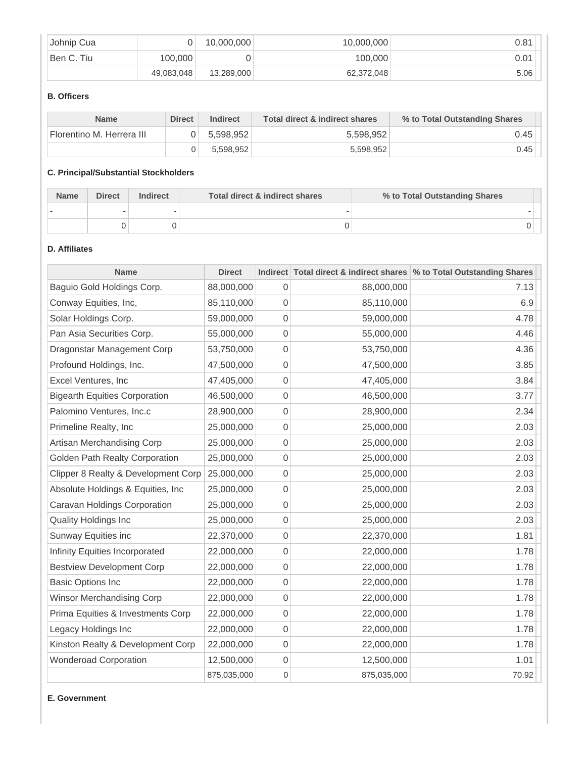| Johnip Cua | 0 | 10,000,000 | 10,000,000 | 0.81 |
|---|---|---|---|---|
| Ben C. Tiu | 100,000 | 0 | 100,000 | 0.01 |
| | 49,083,048 | 13,289,000 | 62,372,048 | 5.06 |

**B. Officers**

| Name | Direct | Indirect | Total direct & indirect shares | % to Total Outstanding Shares |
|---|---|---|---|---|
| Florentino M. Herrera III | 0 | 5,598,952 | 5,598,952 | 0.45 |
| | 0 | 5,598,952 | 5,598,952 | 0.45 |

**C. Principal/Substantial Stockholders**

| Name | Direct | Indirect | Total direct & indirect shares | % to Total Outstanding Shares |
|---|---|---|---|---|
| - | - | - | - | - |
| | 0 | 0 | 0 | 0 |

**D. Affiliates**

| Name | Direct | Indirect | Total direct & indirect shares | % to Total Outstanding Shares |
|---|---|---|---|---|
| Baguio Gold Holdings Corp. | 88,000,000 | 0 | 88,000,000 | 7.13 |
| Conway Equities, Inc, | 85,110,000 | 0 | 85,110,000 | 6.9 |
| Solar Holdings Corp. | 59,000,000 | 0 | 59,000,000 | 4.78 |
| Pan Asia Securities Corp. | 55,000,000 | 0 | 55,000,000 | 4.46 |
| Dragonstar Management Corp | 53,750,000 | 0 | 53,750,000 | 4.36 |
| Profound Holdings, Inc. | 47,500,000 | 0 | 47,500,000 | 3.85 |
| Excel Ventures, Inc | 47,405,000 | 0 | 47,405,000 | 3.84 |
| Bigearth Equities Corporation | 46,500,000 | 0 | 46,500,000 | 3.77 |
| Palomino Ventures, Inc.c | 28,900,000 | 0 | 28,900,000 | 2.34 |
| Primeline Realty, Inc | 25,000,000 | 0 | 25,000,000 | 2.03 |
| Artisan Merchandising Corp | 25,000,000 | 0 | 25,000,000 | 2.03 |
| Golden Path Realty Corporation | 25,000,000 | 0 | 25,000,000 | 2.03 |
| Clipper 8 Realty & Development Corp | 25,000,000 | 0 | 25,000,000 | 2.03 |
| Absolute Holdings & Equities, Inc | 25,000,000 | 0 | 25,000,000 | 2.03 |
| Caravan Holdings Corporation | 25,000,000 | 0 | 25,000,000 | 2.03 |
| Quality Holdings Inc | 25,000,000 | 0 | 25,000,000 | 2.03 |
| Sunway Equities inc | 22,370,000 | 0 | 22,370,000 | 1.81 |
| Infinity Equities Incorporated | 22,000,000 | 0 | 22,000,000 | 1.78 |
| Bestview Development Corp | 22,000,000 | 0 | 22,000,000 | 1.78 |
| Basic Options Inc | 22,000,000 | 0 | 22,000,000 | 1.78 |
| Winsor Merchandising Corp | 22,000,000 | 0 | 22,000,000 | 1.78 |
| Prima Equities & Investments Corp | 22,000,000 | 0 | 22,000,000 | 1.78 |
| Legacy Holdings Inc | 22,000,000 | 0 | 22,000,000 | 1.78 |
| Kinston Realty & Development Corp | 22,000,000 | 0 | 22,000,000 | 1.78 |
| Wonderoad Corporation | 12,500,000 | 0 | 12,500,000 | 1.01 |
| | 875,035,000 | 0 | 875,035,000 | 70.92 |

**E. Government**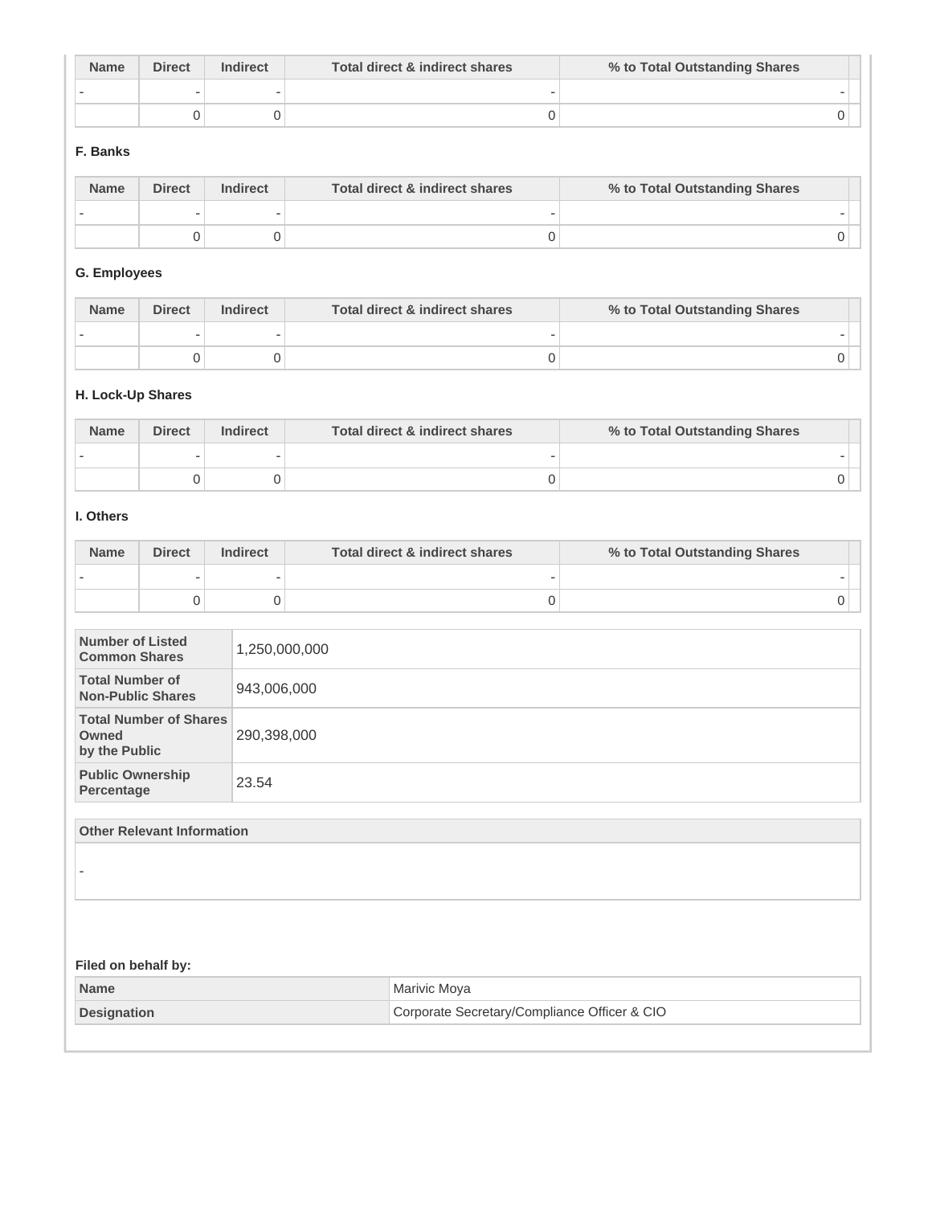| Name | Direct | Indirect | Total direct & indirect shares | % to Total Outstanding Shares |
|---|---|---|---|---|
| - | - | - | - | - |
| | 0 | 0 | 0 | 0 |

**F. Banks**

| Name | Direct | Indirect | Total direct & indirect shares | % to Total Outstanding Shares |
|---|---|---|---|---|
| - | - | - | - | - |
| | 0 | 0 | 0 | 0 |

**G. Employees**

| Name | Direct | Indirect | Total direct & indirect shares | % to Total Outstanding Shares |
|---|---|---|---|---|
| - | - | - | - | - |
| | 0 | 0 | 0 | 0 |

**H. Lock-Up Shares**

| Name | Direct | Indirect | Total direct & indirect shares | % to Total Outstanding Shares |
|---|---|---|---|---|
| - | - | - | - | - |
| | 0 | 0 | 0 | 0 |

**I. Others**

| Name | Direct | Indirect | Total direct & indirect shares | % to Total Outstanding Shares |
|---|---|---|---|---|
| - | - | - | - | - |
| | 0 | 0 | 0 | 0 |

| | |
|---|---|
| **Number of Listed Common Shares** | 1,250,000,000 |
| **Total Number of Non-Public Shares** | 943,006,000 |
| **Total Number of Shares Owned by the Public** | 290,398,000 |
| **Public Ownership Percentage** | 23.54 |

**Other Relevant Information**

-

**Filed on behalf by:**

| | |
|---|---|
| **Name** | Marivic Moya |
| **Designation** | Corporate Secretary/Compliance Officer & CIO |